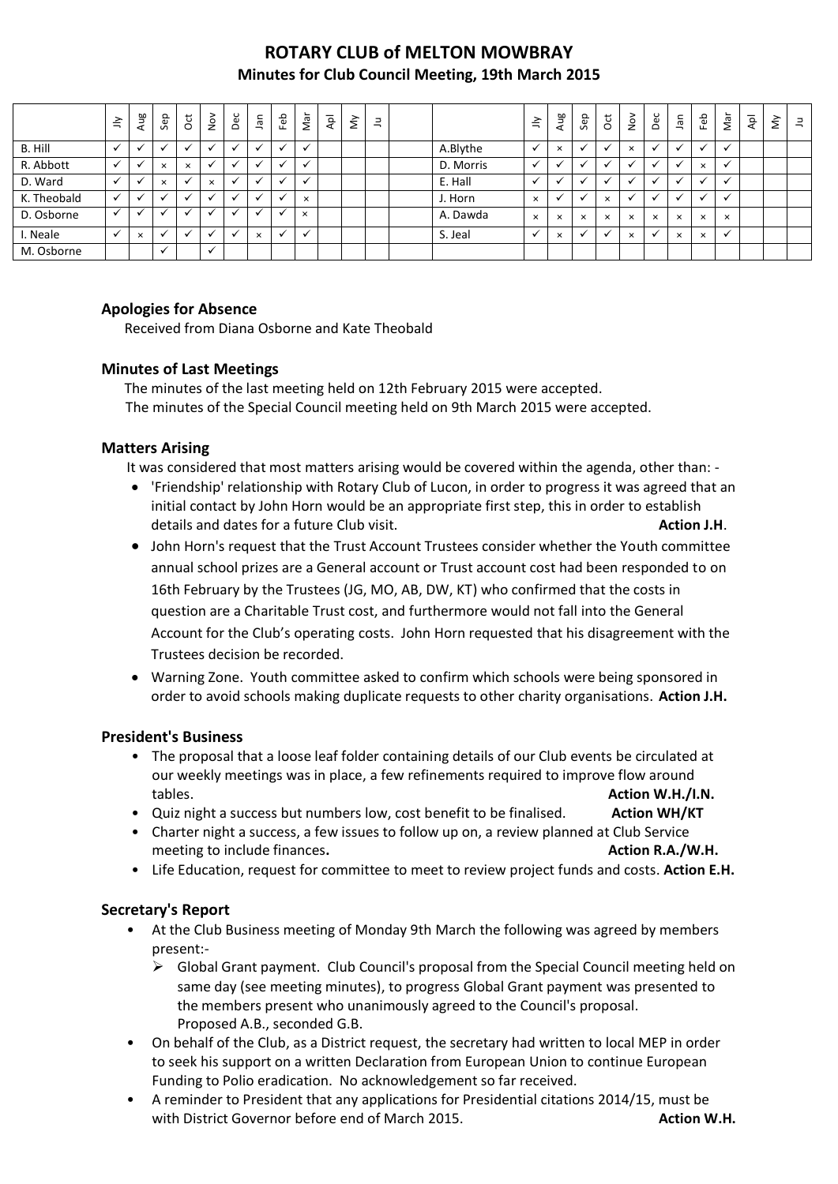# ROTARY CLUB of MELTON MOWBRAY

## Minutes for Club Council Meeting, 19th March 2015

| | Jly | Aug | Sep | Oct | Nov | Dec | Jan | Feb | Mar | Apl | My | Ju | | | Jly | Aug | Sep | Oct | Nov | Dec | Jan | Feb | Mar | Apl | My | Ju |
|---|---|---|---|---|---|---|---|---|---|---|---|---|---|---|---|---|---|---|---|---|---|---|---|---|---|---|
| B. Hill | ✓ | ✓ | ✓ | ✓ | ✓ | ✓ | ✓ | ✓ | ✓ | | | | | A.Blythe | ✓ | × | ✓ | ✓ | × | ✓ | ✓ | ✓ | ✓ | | | |
| R. Abbott | ✓ | ✓ | × | × | ✓ | ✓ | ✓ | ✓ | ✓ | | | | | D. Morris | ✓ | ✓ | ✓ | ✓ | ✓ | ✓ | ✓ | × | ✓ | | | |
| D. Ward | ✓ | ✓ | × | ✓ | × | ✓ | ✓ | ✓ | ✓ | | | | | E. Hall | ✓ | ✓ | ✓ | ✓ | ✓ | ✓ | ✓ | ✓ | ✓ | | | |
| K. Theobald | ✓ | ✓ | ✓ | ✓ | ✓ | ✓ | ✓ | ✓ | × | | | | | J. Horn | × | ✓ | ✓ | × | ✓ | ✓ | ✓ | ✓ | ✓ | | | |
| D. Osborne | ✓ | ✓ | ✓ | ✓ | ✓ | ✓ | ✓ | ✓ | × | | | | | A. Dawda | × | × | × | × | × | × | × | × | × | | | |
| I. Neale | ✓ | × | ✓ | ✓ | ✓ | ✓ | × | ✓ | ✓ | | | | | S. Jeal | ✓ | × | ✓ | ✓ | × | ✓ | × | × | ✓ | | | |
| M. Osborne | | | ✓ | | ✓ | | | | | | | | | | | | | | | | | | | | | |

### Apologies for Absence

Received from Diana Osborne and Kate Theobald

### Minutes of Last Meetings

The minutes of the last meeting held on 12th February 2015 were accepted.
The minutes of the Special Council meeting held on 9th March 2015 were accepted.

### Matters Arising

It was considered that most matters arising would be covered within the agenda, other than: -

- 'Friendship' relationship with Rotary Club of Lucon, in order to progress it was agreed that an initial contact by John Horn would be an appropriate first step, this in order to establish details and dates for a future Club visit. **Action J.H**.
- John Horn's request that the Trust Account Trustees consider whether the Youth committee annual school prizes are a General account or Trust account cost had been responded to on 16th February by the Trustees (JG, MO, AB, DW, KT) who confirmed that the costs in question are a Charitable Trust cost, and furthermore would not fall into the General Account for the Club's operating costs. John Horn requested that his disagreement with the Trustees decision be recorded.
- Warning Zone. Youth committee asked to confirm which schools were being sponsored in order to avoid schools making duplicate requests to other charity organisations. **Action J.H.**

### President's Business

- The proposal that a loose leaf folder containing details of our Club events be circulated at our weekly meetings was in place, a few refinements required to improve flow around tables. **Action W.H./I.N.**
- Quiz night a success but numbers low, cost benefit to be finalised. **Action WH/KT**
- Charter night a success, a few issues to follow up on, a review planned at Club Service meeting to include finances. **Action R.A./W.H.**
- Life Education, request for committee to meet to review project funds and costs. **Action E.H.**

### Secretary's Report

- At the Club Business meeting of Monday 9th March the following was agreed by members present:-
  - Global Grant payment. Club Council's proposal from the Special Council meeting held on same day (see meeting minutes), to progress Global Grant payment was presented to the members present who unanimously agreed to the Council's proposal. Proposed A.B., seconded G.B.
- On behalf of the Club, as a District request, the secretary had written to local MEP in order to seek his support on a written Declaration from European Union to continue European Funding to Polio eradication. No acknowledgement so far received.
- A reminder to President that any applications for Presidential citations 2014/15, must be with District Governor before end of March 2015. **Action W.H.**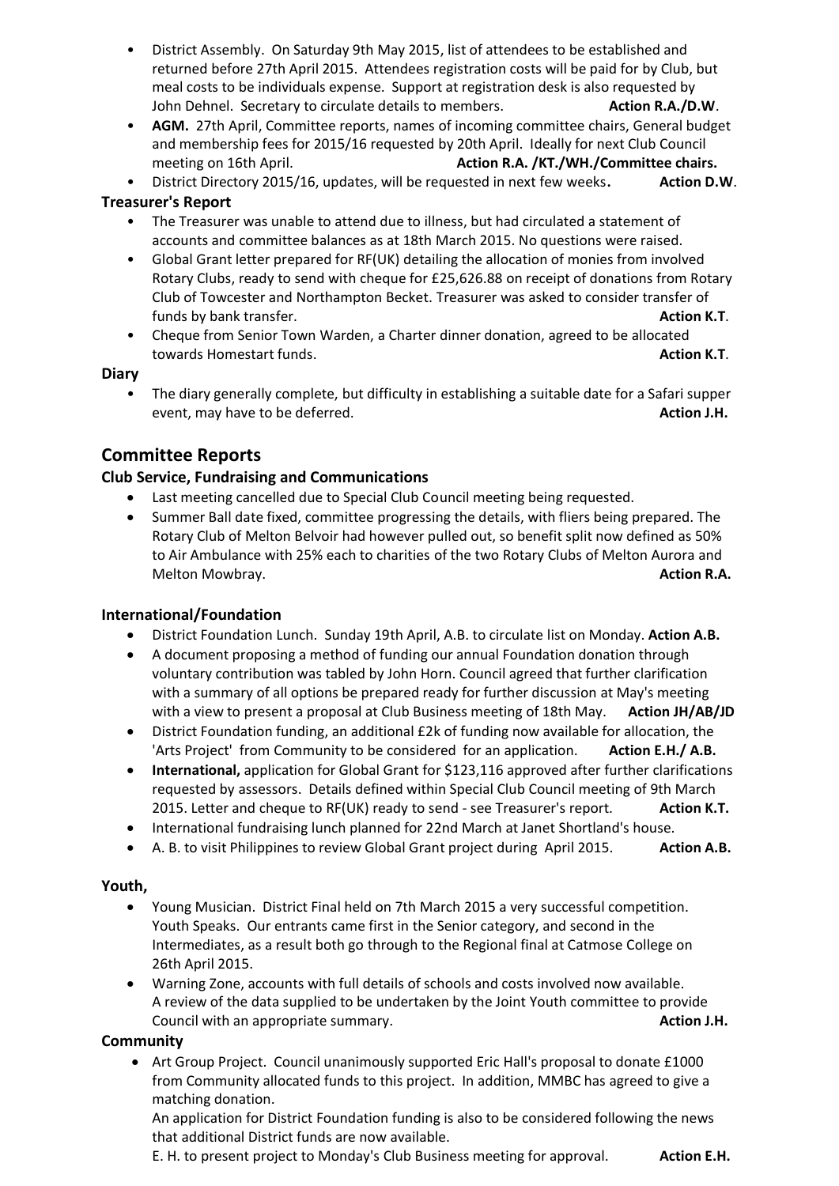- District Assembly. On Saturday 9th May 2015, list of attendees to be established and returned before 27th April 2015. Attendees registration costs will be paid for by Club, but meal costs to be individuals expense. Support at registration desk is also requested by John Dehnel. Secretary to circulate details to members. **Action R.A./D.W**.
- **AGM.** 27th April, Committee reports, names of incoming committee chairs, General budget and membership fees for 2015/16 requested by 20th April. Ideally for next Club Council meeting on 16th April. **Action R.A. /KT./WH./Committee chairs.**
- District Directory 2015/16, updates, will be requested in next few weeks**.** **Action D.W**.

**Treasurer's Report**

- The Treasurer was unable to attend due to illness, but had circulated a statement of accounts and committee balances as at 18th March 2015. No questions were raised.
- Global Grant letter prepared for RF(UK) detailing the allocation of monies from involved Rotary Clubs, ready to send with cheque for £25,626.88 on receipt of donations from Rotary Club of Towcester and Northampton Becket. Treasurer was asked to consider transfer of funds by bank transfer. **Action K.T**.
- Cheque from Senior Town Warden, a Charter dinner donation, agreed to be allocated towards Homestart funds. **Action K.T**.

**Diary**

- The diary generally complete, but difficulty in establishing a suitable date for a Safari supper event, may have to be deferred. **Action J.H.**

## Committee Reports

**Club Service, Fundraising and Communications**

- Last meeting cancelled due to Special Club Council meeting being requested.
- Summer Ball date fixed, committee progressing the details, with fliers being prepared. The Rotary Club of Melton Belvoir had however pulled out, so benefit split now defined as 50% to Air Ambulance with 25% each to charities of the two Rotary Clubs of Melton Aurora and Melton Mowbray. **Action R.A.**

**International/Foundation**

- District Foundation Lunch. Sunday 19th April, A.B. to circulate list on Monday. **Action A.B.**
- A document proposing a method of funding our annual Foundation donation through voluntary contribution was tabled by John Horn. Council agreed that further clarification with a summary of all options be prepared ready for further discussion at May's meeting with a view to present a proposal at Club Business meeting of 18th May. **Action JH/AB/JD**
- District Foundation funding, an additional £2k of funding now available for allocation, the 'Arts Project' from Community to be considered for an application. **Action E.H./ A.B.**
- **International,** application for Global Grant for $123,116 approved after further clarifications requested by assessors. Details defined within Special Club Council meeting of 9th March 2015. Letter and cheque to RF(UK) ready to send - see Treasurer's report. **Action K.T.**
- International fundraising lunch planned for 22nd March at Janet Shortland's house.
- A. B. to visit Philippines to review Global Grant project during April 2015. **Action A.B.**

**Youth,**

- Young Musician. District Final held on 7th March 2015 a very successful competition. Youth Speaks. Our entrants came first in the Senior category, and second in the Intermediates, as a result both go through to the Regional final at Catmose College on 26th April 2015.
- Warning Zone, accounts with full details of schools and costs involved now available. A review of the data supplied to be undertaken by the Joint Youth committee to provide Council with an appropriate summary. **Action J.H.**

**Community**

- Art Group Project. Council unanimously supported Eric Hall's proposal to donate £1000 from Community allocated funds to this project. In addition, MMBC has agreed to give a matching donation.
  An application for District Foundation funding is also to be considered following the news that additional District funds are now available.
  E. H. to present project to Monday's Club Business meeting for approval. **Action E.H.**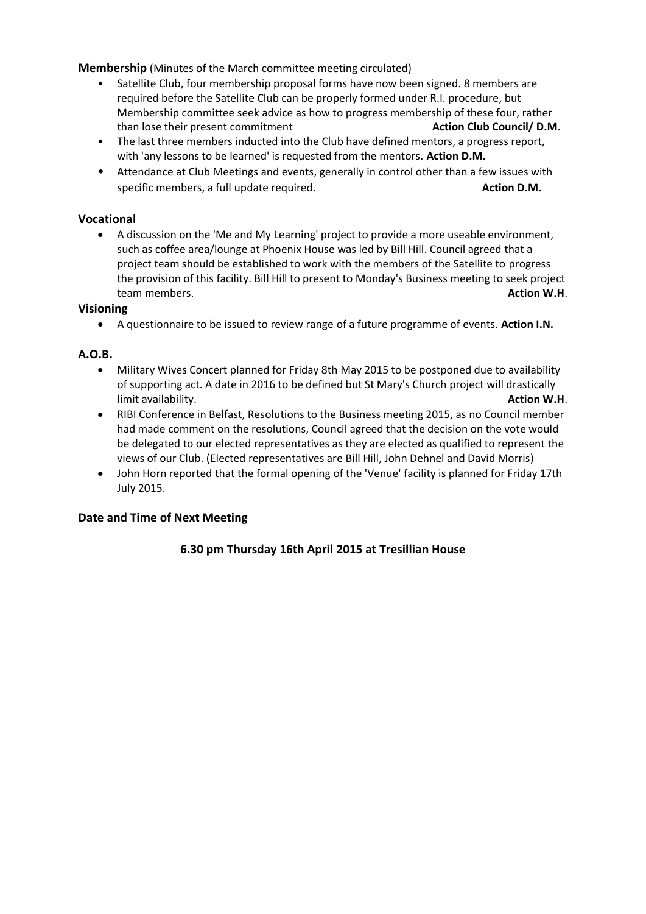**Membership** (Minutes of the March committee meeting circulated)

- Satellite Club, four membership proposal forms have now been signed. 8 members are required before the Satellite Club can be properly formed under R.I. procedure, but Membership committee seek advice as how to progress membership of these four, rather than lose their present commitment **Action Club Council/ D.M**.
- The last three members inducted into the Club have defined mentors, a progress report, with 'any lessons to be learned' is requested from the mentors. **Action D.M.**
- Attendance at Club Meetings and events, generally in control other than a few issues with specific members, a full update required. **Action D.M.**

**Vocational**

- A discussion on the 'Me and My Learning' project to provide a more useable environment, such as coffee area/lounge at Phoenix House was led by Bill Hill. Council agreed that a project team should be established to work with the members of the Satellite to progress the provision of this facility. Bill Hill to present to Monday's Business meeting to seek project team members. **Action W.H**.

**Visioning**

- A questionnaire to be issued to review range of a future programme of events. **Action I.N.**

**A.O.B.**

- Military Wives Concert planned for Friday 8th May 2015 to be postponed due to availability of supporting act. A date in 2016 to be defined but St Mary's Church project will drastically limit availability. **Action W.H**.
- RIBI Conference in Belfast, Resolutions to the Business meeting 2015, as no Council member had made comment on the resolutions, Council agreed that the decision on the vote would be delegated to our elected representatives as they are elected as qualified to represent the views of our Club. (Elected representatives are Bill Hill, John Dehnel and David Morris)
- John Horn reported that the formal opening of the 'Venue' facility is planned for Friday 17th July 2015.

**Date and Time of Next Meeting**

**6.30 pm Thursday 16th April 2015 at Tresillian House**